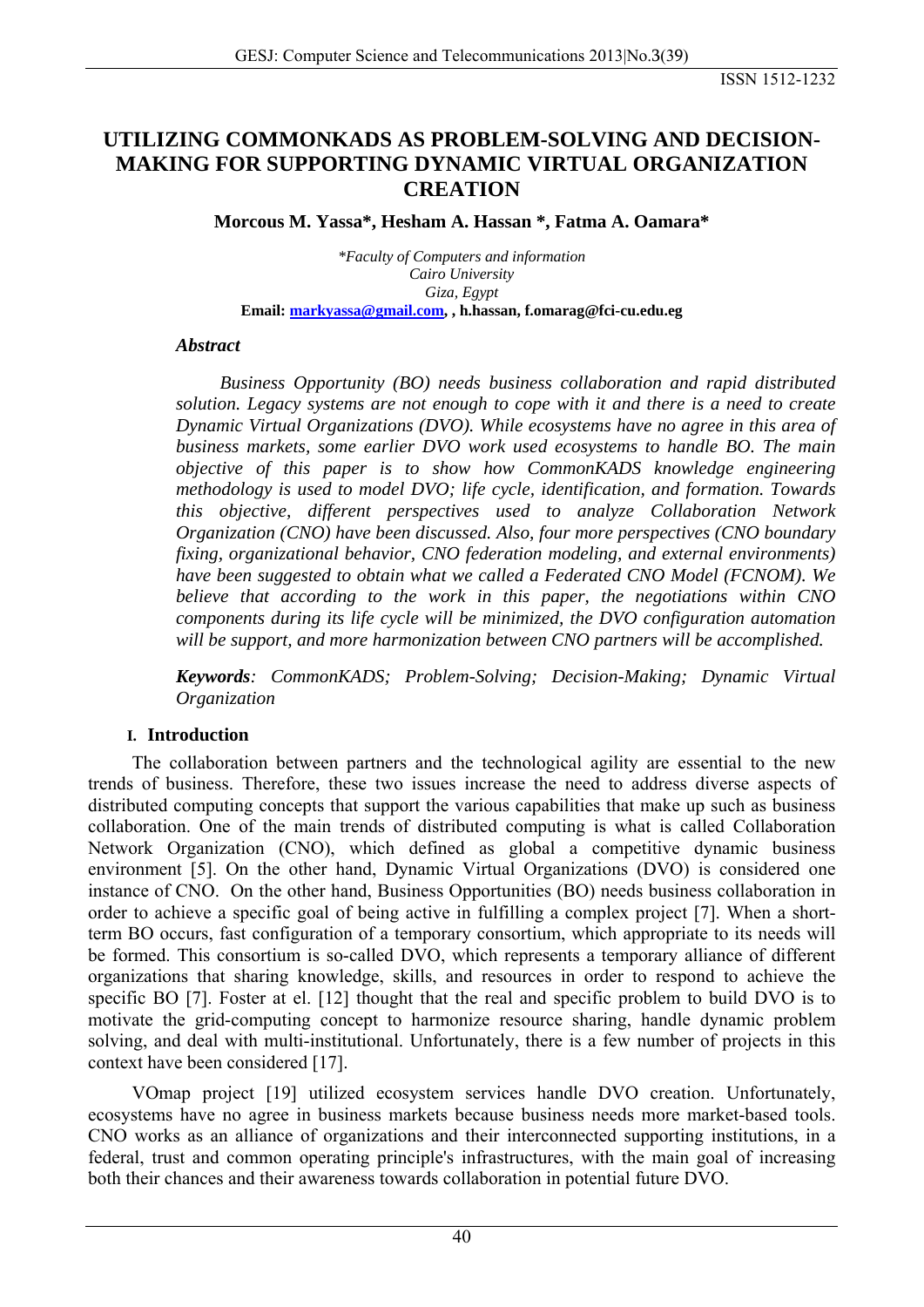# UTILIZING COMMONKADS AS PROBLEM-SOLVING AND DECISION-MAKING FOR SUPPORTING DYNAMIC VIRTUAL ORGANIZATION CREATION

**Morcous M. Yassa\*, Hesham A. Hassan \*, Fatma A. Oamara\***

*\*Faculty of Computers and information*
*Cairo University*
*Giza, Egypt*
**Email: markyassa@gmail.com, , h.hassan, f.omarag@fci-cu.edu.eg**

### *Abstract*

*Business Opportunity (BO) needs business collaboration and rapid distributed solution. Legacy systems are not enough to cope with it and there is a need to create Dynamic Virtual Organizations (DVO). While ecosystems have no agree in this area of business markets, some earlier DVO work used ecosystems to handle BO. The main objective of this paper is to show how CommonKADS knowledge engineering methodology is used to model DVO; life cycle, identification, and formation. Towards this objective, different perspectives used to analyze Collaboration Network Organization (CNO) have been discussed. Also, four more perspectives (CNO boundary fixing, organizational behavior, CNO federation modeling, and external environments) have been suggested to obtain what we called a Federated CNO Model (FCNOM). We believe that according to the work in this paper, the negotiations within CNO components during its life cycle will be minimized, the DVO configuration automation will be support, and more harmonization between CNO partners will be accomplished.*

***Keywords**: CommonKADS; Problem-Solving; Decision-Making; Dynamic Virtual Organization*

## I. Introduction

The collaboration between partners and the technological agility are essential to the new trends of business. Therefore, these two issues increase the need to address diverse aspects of distributed computing concepts that support the various capabilities that make up such as business collaboration. One of the main trends of distributed computing is what is called Collaboration Network Organization (CNO), which defined as global a competitive dynamic business environment [5]. On the other hand, Dynamic Virtual Organizations (DVO) is considered one instance of CNO. On the other hand, Business Opportunities (BO) needs business collaboration in order to achieve a specific goal of being active in fulfilling a complex project [7]. When a short-term BO occurs, fast configuration of a temporary consortium, which appropriate to its needs will be formed. This consortium is so-called DVO, which represents a temporary alliance of different organizations that sharing knowledge, skills, and resources in order to respond to achieve the specific BO [7]. Foster at el. [12] thought that the real and specific problem to build DVO is to motivate the grid-computing concept to harmonize resource sharing, handle dynamic problem solving, and deal with multi-institutional. Unfortunately, there is a few number of projects in this context have been considered [17].

VOmap project [19] utilized ecosystem services handle DVO creation. Unfortunately, ecosystems have no agree in business markets because business needs more market-based tools. CNO works as an alliance of organizations and their interconnected supporting institutions, in a federal, trust and common operating principle's infrastructures, with the main goal of increasing both their chances and their awareness towards collaboration in potential future DVO.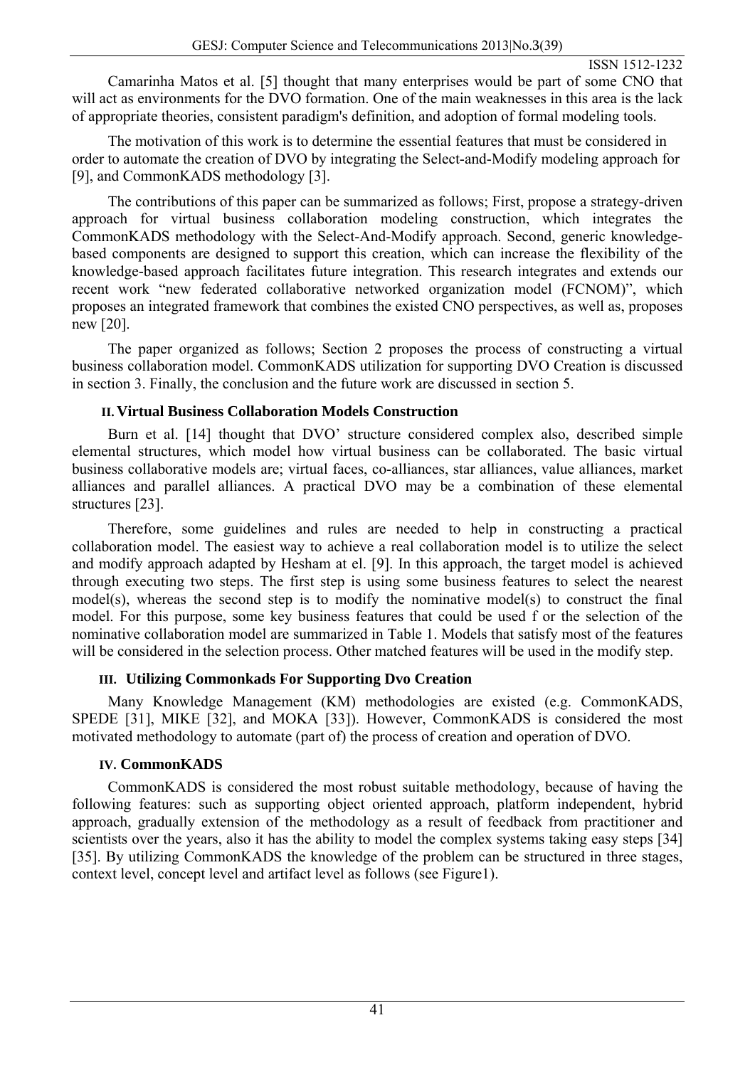Camarinha Matos et al. [5] thought that many enterprises would be part of some CNO that will act as environments for the DVO formation. One of the main weaknesses in this area is the lack of appropriate theories, consistent paradigm's definition, and adoption of formal modeling tools.

The motivation of this work is to determine the essential features that must be considered in order to automate the creation of DVO by integrating the Select-and-Modify modeling approach for [9], and CommonKADS methodology [3].

The contributions of this paper can be summarized as follows; First, propose a strategy-driven approach for virtual business collaboration modeling construction, which integrates the CommonKADS methodology with the Select-And-Modify approach. Second, generic knowledge-based components are designed to support this creation, which can increase the flexibility of the knowledge-based approach facilitates future integration. This research integrates and extends our recent work "new federated collaborative networked organization model (FCNOM)", which proposes an integrated framework that combines the existed CNO perspectives, as well as, proposes new [20].

The paper organized as follows; Section 2 proposes the process of constructing a virtual business collaboration model. CommonKADS utilization for supporting DVO Creation is discussed in section 3. Finally, the conclusion and the future work are discussed in section 5.

## II. Virtual Business Collaboration Models Construction

Burn et al. [14] thought that DVO' structure considered complex also, described simple elemental structures, which model how virtual business can be collaborated. The basic virtual business collaborative models are; virtual faces, co-alliances, star alliances, value alliances, market alliances and parallel alliances. A practical DVO may be a combination of these elemental structures [23].

Therefore, some guidelines and rules are needed to help in constructing a practical collaboration model. The easiest way to achieve a real collaboration model is to utilize the select and modify approach adapted by Hesham at el. [9]. In this approach, the target model is achieved through executing two steps. The first step is using some business features to select the nearest model(s), whereas the second step is to modify the nominative model(s) to construct the final model. For this purpose, some key business features that could be used f or the selection of the nominative collaboration model are summarized in Table 1. Models that satisfy most of the features will be considered in the selection process. Other matched features will be used in the modify step.

## III. Utilizing Commonkads For Supporting Dvo Creation

Many Knowledge Management (KM) methodologies are existed (e.g. CommonKADS, SPEDE [31], MIKE [32], and MOKA [33]). However, CommonKADS is considered the most motivated methodology to automate (part of) the process of creation and operation of DVO.

## IV. CommonKADS

CommonKADS is considered the most robust suitable methodology, because of having the following features: such as supporting object oriented approach, platform independent, hybrid approach, gradually extension of the methodology as a result of feedback from practitioner and scientists over the years, also it has the ability to model the complex systems taking easy steps [34] [35]. By utilizing CommonKADS the knowledge of the problem can be structured in three stages, context level, concept level and artifact level as follows (see Figure1).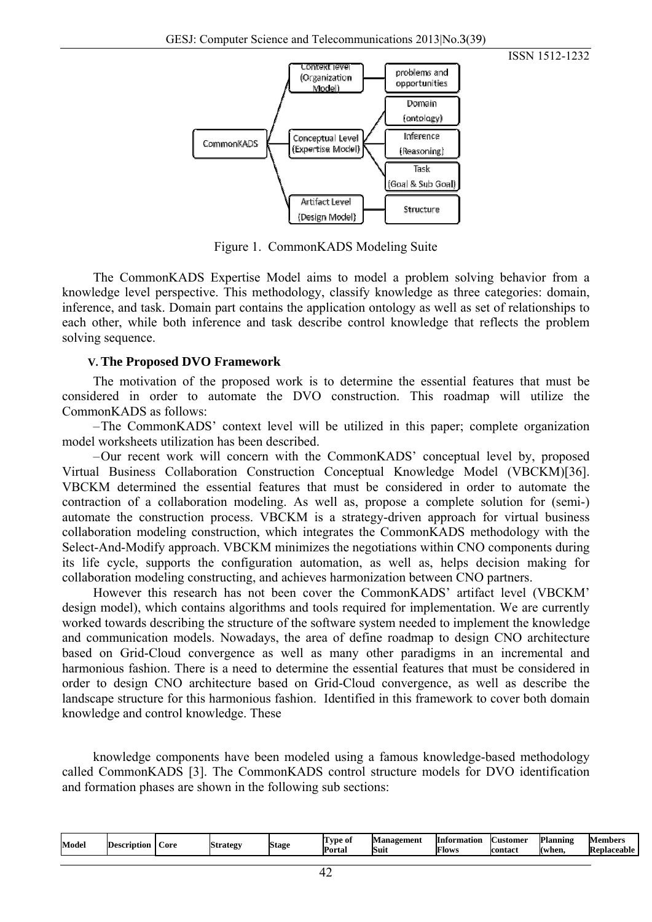Figure 1. CommonKADS Modeling Suite

The CommonKADS Expertise Model aims to model a problem solving behavior from a knowledge level perspective. This methodology, classify knowledge as three categories: domain, inference, and task. Domain part contains the application ontology as well as set of relationships to each other, while both inference and task describe control knowledge that reflects the problem solving sequence.

## V. The Proposed DVO Framework

The motivation of the proposed work is to determine the essential features that must be considered in order to automate the DVO construction. This roadmap will utilize the CommonKADS as follows:

– The CommonKADS' context level will be utilized in this paper; complete organization model worksheets utilization has been described.

– Our recent work will concern with the CommonKADS' conceptual level by, proposed Virtual Business Collaboration Construction Conceptual Knowledge Model (VBCKM)[36]. VBCKM determined the essential features that must be considered in order to automate the contraction of a collaboration modeling. As well as, propose a complete solution for (semi-) automate the construction process. VBCKM is a strategy-driven approach for virtual business collaboration modeling construction, which integrates the CommonKADS methodology with the Select-And-Modify approach. VBCKM minimizes the negotiations within CNO components during its life cycle, supports the configuration automation, as well as, helps decision making for collaboration modeling constructing, and achieves harmonization between CNO partners.

However this research has not been cover the CommonKADS' artifact level (VBCKM' design model), which contains algorithms and tools required for implementation. We are currently worked towards describing the structure of the software system needed to implement the knowledge and communication models. Nowadays, the area of define roadmap to design CNO architecture based on Grid-Cloud convergence as well as many other paradigms in an incremental and harmonious fashion. There is a need to determine the essential features that must be considered in order to design CNO architecture based on Grid-Cloud convergence, as well as describe the landscape structure for this harmonious fashion. Identified in this framework to cover both domain knowledge and control knowledge. These

knowledge components have been modeled using a famous knowledge-based methodology called CommonKADS [3]. The CommonKADS control structure models for DVO identification and formation phases are shown in the following sub sections:

| Model | Description | Core | Strategy | Stage | Type of Portal | Management Suit | Information Flows | Customer contact | Planning (when, | Members Replaceable |
|---|---|---|---|---|---|---|---|---|---|---|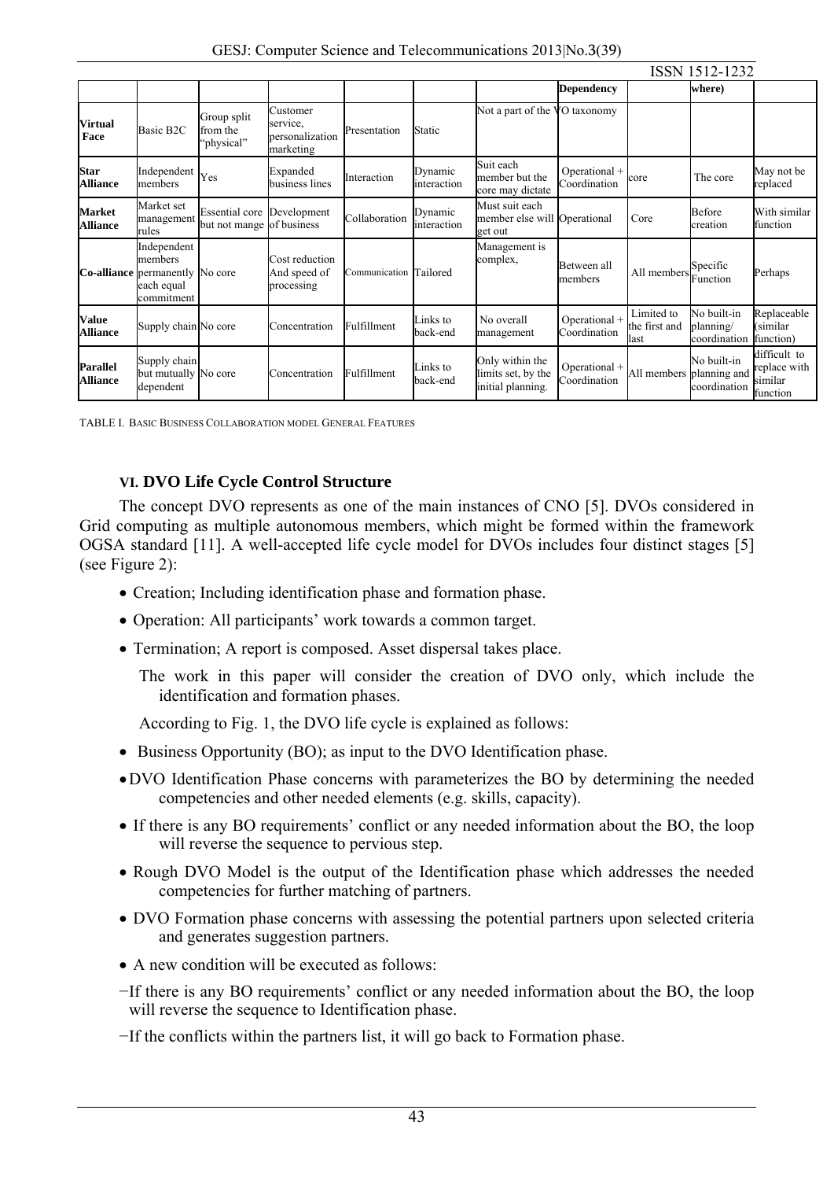| | | | | | | | Dependency | | where) | |
|---|---|---|---|---|---|---|---|---|---|---|
| **Virtual Face** | Basic B2C | Group split from the "physical" | Customer service, personalization marketing | Presentation | Static | Not a part of the VO taxonomy | | | | |
| **Star Alliance** | Independent members | Yes | Expanded business lines | Interaction | Dynamic interaction | Suit each member but the core may dictate | Operational + Coordination | core | The core | May not be replaced |
| **Market Alliance** | Market set management rules | Essential core but not mange | Development of business | Collaboration | Dynamic interaction | Must suit each member else will get out | Operational | Core | Before creation | With similar function |
| **Co-alliance** | Independent members permanently each equal commitment | No core | Cost reduction And speed of processing | Communication | Tailored | Management is complex, | Between all members | All members | Specific Function | Perhaps |
| **Value Alliance** | Supply chain | No core | Concentration | Fulfillment | Links to back-end | No overall management | Operational + Coordination | Limited to the first and last | No built-in planning/ coordination | Replaceable (similar function) |
| **Parallel Alliance** | Supply chain but mutually dependent | No core | Concentration | Fulfillment | Links to back-end | Only within the limits set, by the initial planning. | Operational + Coordination | All members | No built-in planning and coordination | difficult to replace with similar function |

TABLE I. BASIC BUSINESS COLLABORATION MODEL GENERAL FEATURES

## VI. DVO Life Cycle Control Structure

The concept DVO represents as one of the main instances of CNO [5]. DVOs considered in Grid computing as multiple autonomous members, which might be formed within the framework OGSA standard [11]. A well-accepted life cycle model for DVOs includes four distinct stages [5] (see Figure 2):

- Creation; Including identification phase and formation phase.
- Operation: All participants' work towards a common target.
- Termination; A report is composed. Asset dispersal takes place.

The work in this paper will consider the creation of DVO only, which include the identification and formation phases.

According to Fig. 1, the DVO life cycle is explained as follows:

- Business Opportunity (BO); as input to the DVO Identification phase.
- DVO Identification Phase concerns with parameterizes the BO by determining the needed competencies and other needed elements (e.g. skills, capacity).
- If there is any BO requirements' conflict or any needed information about the BO, the loop will reverse the sequence to pervious step.
- Rough DVO Model is the output of the Identification phase which addresses the needed competencies for further matching of partners.
- DVO Formation phase concerns with assessing the potential partners upon selected criteria and generates suggestion partners.
- A new condition will be executed as follows:

−If there is any BO requirements' conflict or any needed information about the BO, the loop will reverse the sequence to Identification phase.

−If the conflicts within the partners list, it will go back to Formation phase.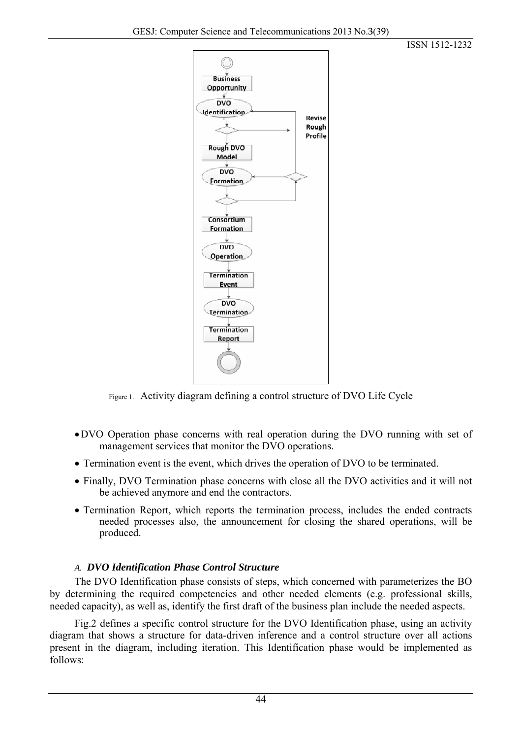Figure 1. Activity diagram defining a control structure of DVO Life Cycle

- DVO Operation phase concerns with real operation during the DVO running with set of management services that monitor the DVO operations.
- Termination event is the event, which drives the operation of DVO to be terminated.
- Finally, DVO Termination phase concerns with close all the DVO activities and it will not be achieved anymore and end the contractors.
- Termination Report, which reports the termination process, includes the ended contracts needed processes also, the announcement for closing the shared operations, will be produced.

### A. *DVO Identification Phase Control Structure*

The DVO Identification phase consists of steps, which concerned with parameterizes the BO by determining the required competencies and other needed elements (e.g. professional skills, needed capacity), as well as, identify the first draft of the business plan include the needed aspects.

Fig.2 defines a specific control structure for the DVO Identification phase, using an activity diagram that shows a structure for data-driven inference and a control structure over all actions present in the diagram, including iteration. This Identification phase would be implemented as follows: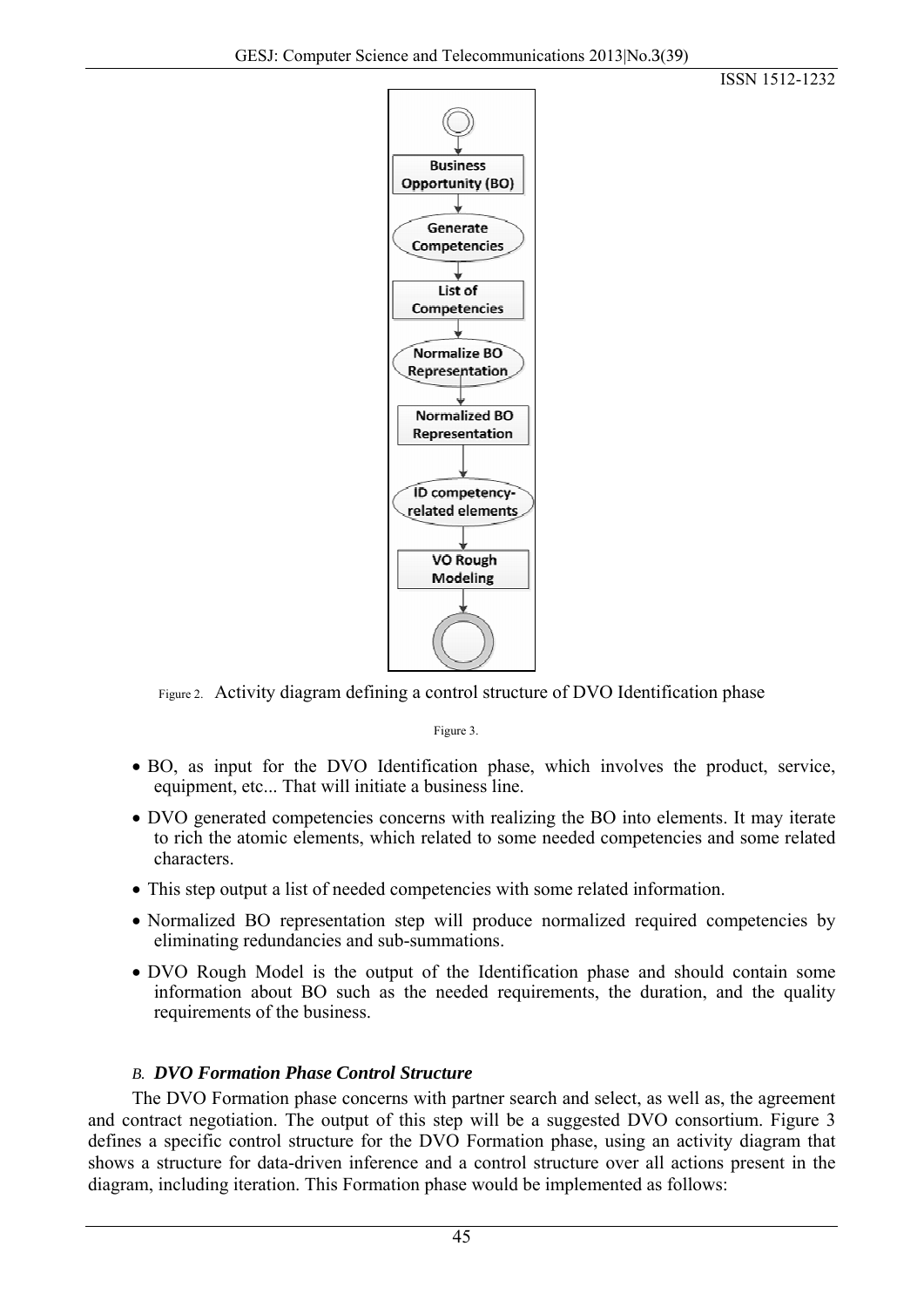Figure 2. Activity diagram defining a control structure of DVO Identification phase

Figure 3.

- BO, as input for the DVO Identification phase, which involves the product, service, equipment, etc... That will initiate a business line.
- DVO generated competencies concerns with realizing the BO into elements. It may iterate to rich the atomic elements, which related to some needed competencies and some related characters.
- This step output a list of needed competencies with some related information.
- Normalized BO representation step will produce normalized required competencies by eliminating redundancies and sub-summations.
- DVO Rough Model is the output of the Identification phase and should contain some information about BO such as the needed requirements, the duration, and the quality requirements of the business.

### *B. DVO Formation Phase Control Structure*

The DVO Formation phase concerns with partner search and select, as well as, the agreement and contract negotiation. The output of this step will be a suggested DVO consortium. Figure 3 defines a specific control structure for the DVO Formation phase, using an activity diagram that shows a structure for data-driven inference and a control structure over all actions present in the diagram, including iteration. This Formation phase would be implemented as follows: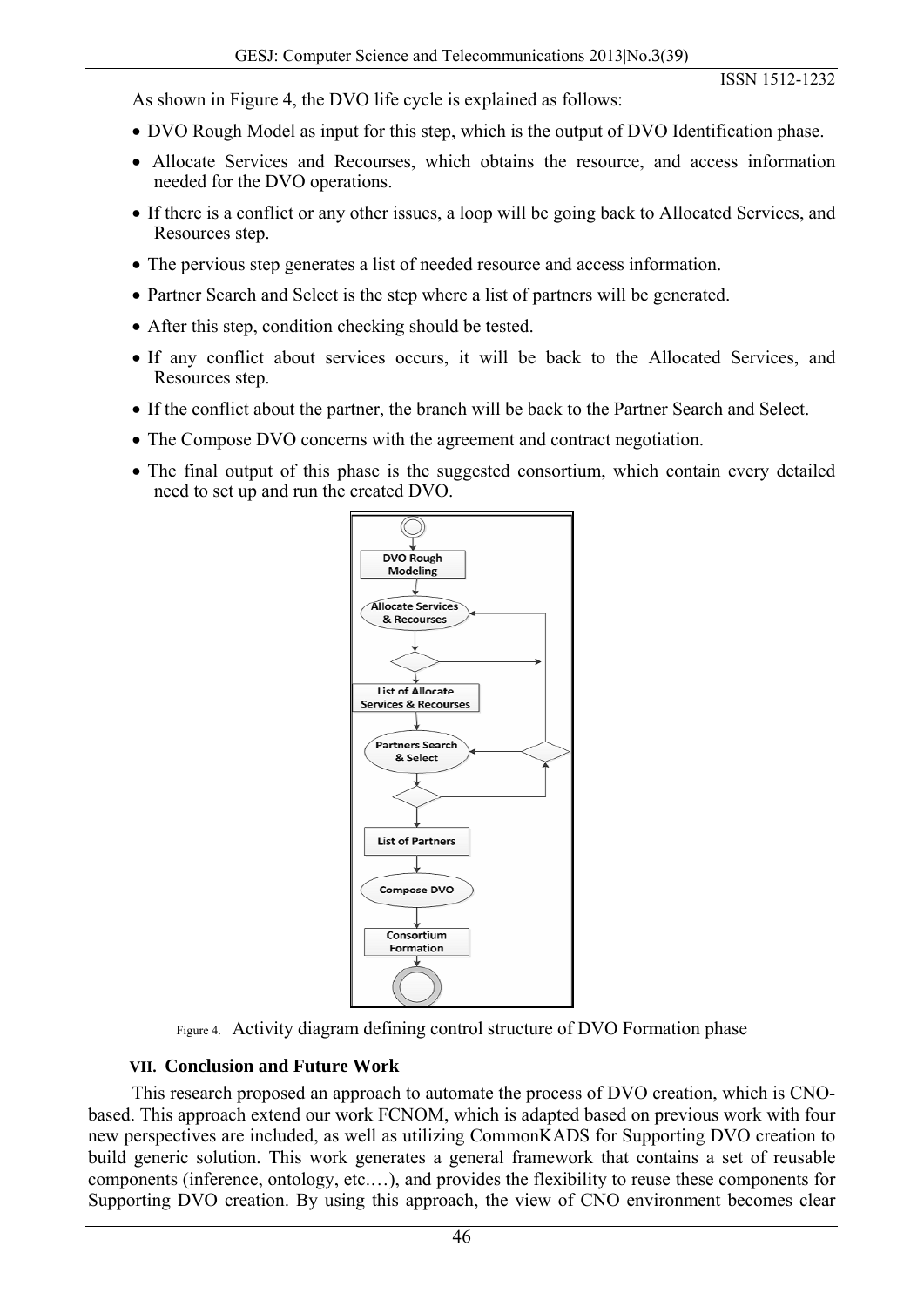As shown in Figure 4, the DVO life cycle is explained as follows:

- DVO Rough Model as input for this step, which is the output of DVO Identification phase.
- Allocate Services and Recourses, which obtains the resource, and access information needed for the DVO operations.
- If there is a conflict or any other issues, a loop will be going back to Allocated Services, and Resources step.
- The pervious step generates a list of needed resource and access information.
- Partner Search and Select is the step where a list of partners will be generated.
- After this step, condition checking should be tested.
- If any conflict about services occurs, it will be back to the Allocated Services, and Resources step.
- If the conflict about the partner, the branch will be back to the Partner Search and Select.
- The Compose DVO concerns with the agreement and contract negotiation.
- The final output of this phase is the suggested consortium, which contain every detailed need to set up and run the created DVO.

Figure 4. Activity diagram defining control structure of DVO Formation phase

## VII. Conclusion and Future Work

This research proposed an approach to automate the process of DVO creation, which is CNO-based. This approach extend our work FCNOM, which is adapted based on previous work with four new perspectives are included, as well as utilizing CommonKADS for Supporting DVO creation to build generic solution. This work generates a general framework that contains a set of reusable components (inference, ontology, etc.…), and provides the flexibility to reuse these components for Supporting DVO creation. By using this approach, the view of CNO environment becomes clear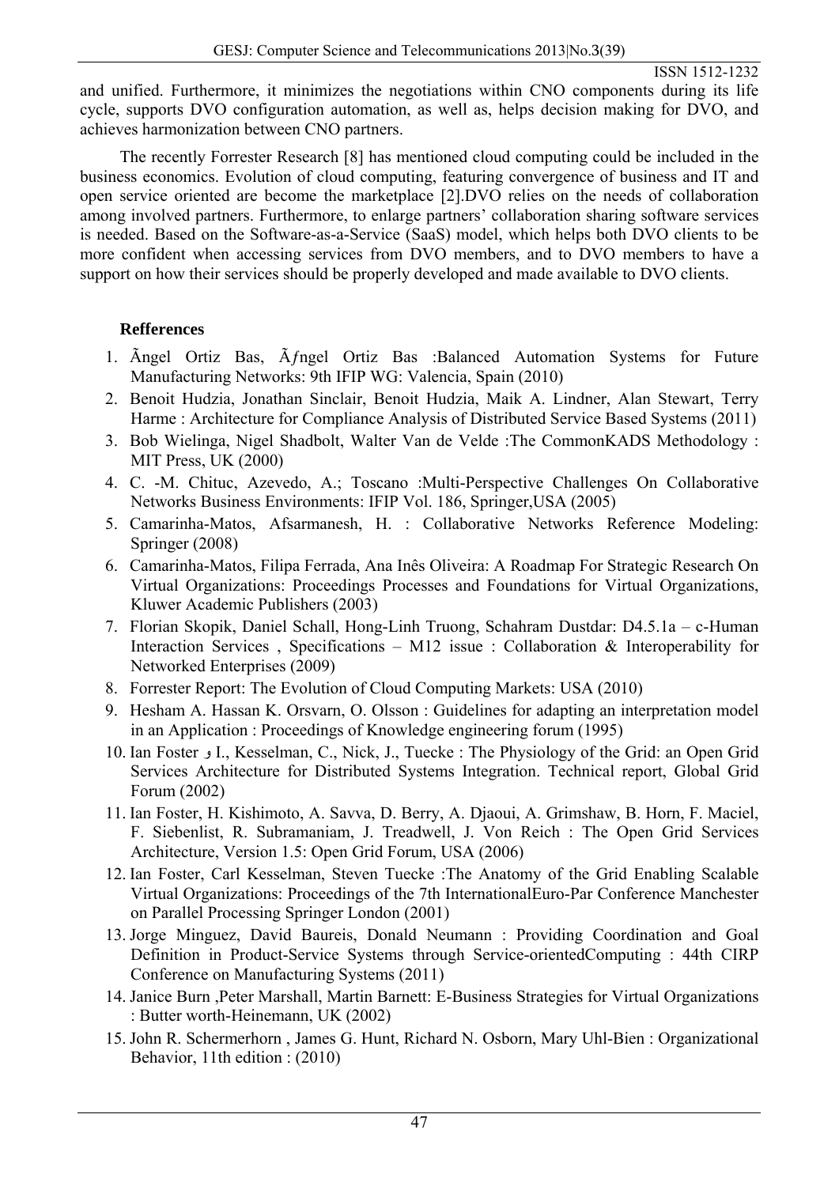and unified. Furthermore, it minimizes the negotiations within CNO components during its life cycle, supports DVO configuration automation, as well as, helps decision making for DVO, and achieves harmonization between CNO partners.

The recently Forrester Research [8] has mentioned cloud computing could be included in the business economics. Evolution of cloud computing, featuring convergence of business and IT and open service oriented are become the marketplace [2].DVO relies on the needs of collaboration among involved partners. Furthermore, to enlarge partners' collaboration sharing software services is needed. Based on the Software-as-a-Service (SaaS) model, which helps both DVO clients to be more confident when accessing services from DVO members, and to DVO members to have a support on how their services should be properly developed and made available to DVO clients.

### Refferences

1. Ãngel Ortiz Bas, Ãƒngel Ortiz Bas :Balanced Automation Systems for Future Manufacturing Networks: 9th IFIP WG: Valencia, Spain (2010)
2. Benoit Hudzia, Jonathan Sinclair, Benoit Hudzia, Maik A. Lindner, Alan Stewart, Terry Harme : Architecture for Compliance Analysis of Distributed Service Based Systems (2011)
3. Bob Wielinga, Nigel Shadbolt, Walter Van de Velde :The CommonKADS Methodology : MIT Press, UK (2000)
4. C. -M. Chituc, Azevedo, A.; Toscano :Multi-Perspective Challenges On Collaborative Networks Business Environments: IFIP Vol. 186, Springer,USA (2005)
5. Camarinha-Matos, Afsarmanesh, H. : Collaborative Networks Reference Modeling: Springer (2008)
6. Camarinha-Matos, Filipa Ferrada, Ana Inês Oliveira: A Roadmap For Strategic Research On Virtual Organizations: Proceedings Processes and Foundations for Virtual Organizations, Kluwer Academic Publishers (2003)
7. Florian Skopik, Daniel Schall, Hong-Linh Truong, Schahram Dustdar: D4.5.1a – c-Human Interaction Services , Specifications – M12 issue : Collaboration & Interoperability for Networked Enterprises (2009)
8. Forrester Report: The Evolution of Cloud Computing Markets: USA (2010)
9. Hesham A. Hassan K. Orsvarn, O. Olsson : Guidelines for adapting an interpretation model in an Application : Proceedings of Knowledge engineering forum (1995)
10. Ian Foster و I., Kesselman, C., Nick, J., Tuecke : The Physiology of the Grid: an Open Grid Services Architecture for Distributed Systems Integration. Technical report, Global Grid Forum (2002)
11. Ian Foster, H. Kishimoto, A. Savva, D. Berry, A. Djaoui, A. Grimshaw, B. Horn, F. Maciel, F. Siebenlist, R. Subramaniam, J. Treadwell, J. Von Reich : The Open Grid Services Architecture, Version 1.5: Open Grid Forum, USA (2006)
12. Ian Foster, Carl Kesselman, Steven Tuecke :The Anatomy of the Grid Enabling Scalable Virtual Organizations: Proceedings of the 7th InternationalEuro-Par Conference Manchester on Parallel Processing Springer London (2001)
13. Jorge Minguez, David Baureis, Donald Neumann : Providing Coordination and Goal Definition in Product-Service Systems through Service-orientedComputing : 44th CIRP Conference on Manufacturing Systems (2011)
14. Janice Burn ,Peter Marshall, Martin Barnett: E-Business Strategies for Virtual Organizations : Butter worth-Heinemann, UK (2002)
15. John R. Schermerhorn , James G. Hunt, Richard N. Osborn, Mary Uhl-Bien : Organizational Behavior, 11th edition : (2010)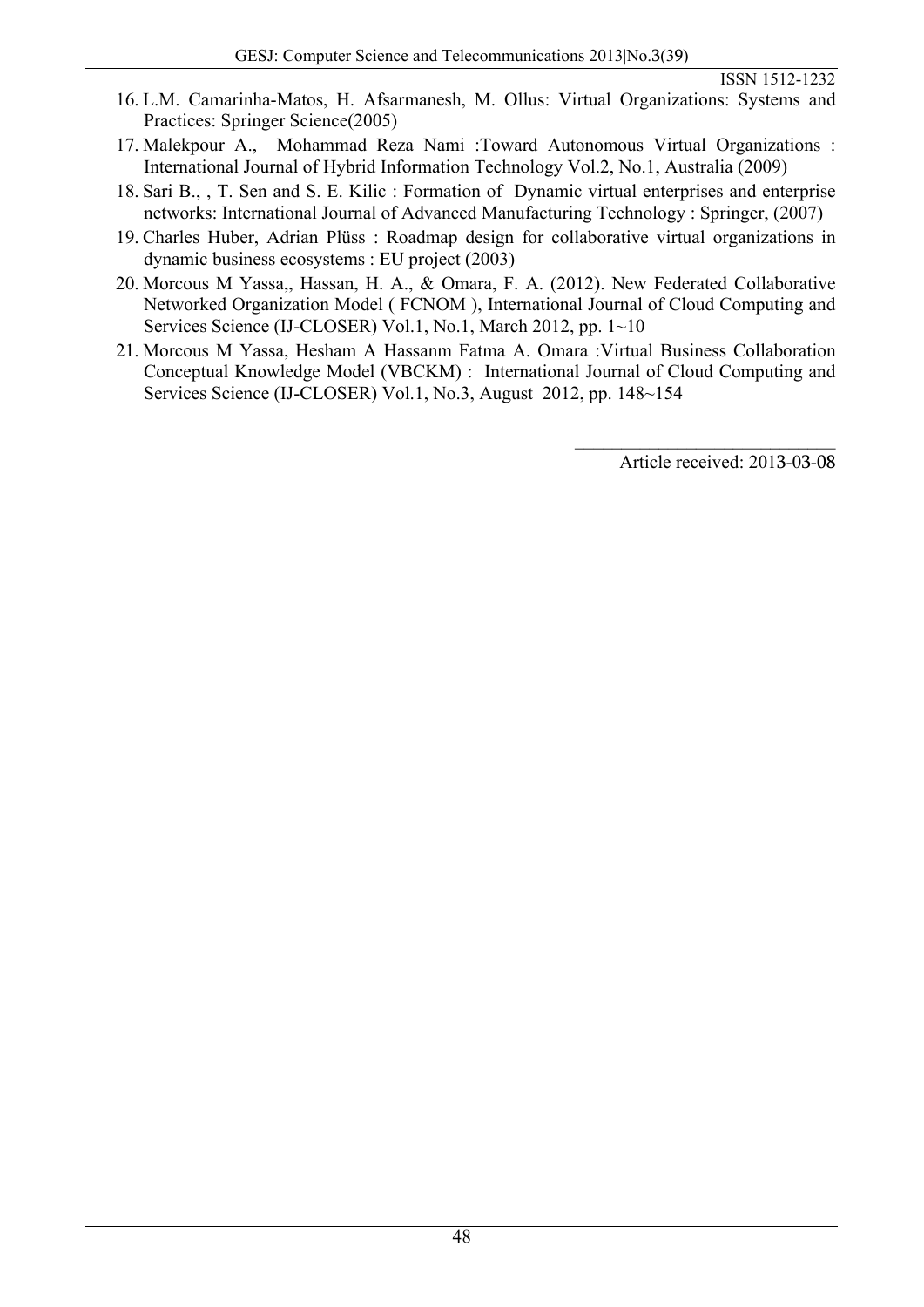16. L.M. Camarinha-Matos, H. Afsarmanesh, M. Ollus: Virtual Organizations: Systems and Practices: Springer Science(2005)
17. Malekpour A., Mohammad Reza Nami :Toward Autonomous Virtual Organizations : International Journal of Hybrid Information Technology Vol.2, No.1, Australia (2009)
18. Sari B., , T. Sen and S. E. Kilic : Formation of Dynamic virtual enterprises and enterprise networks: International Journal of Advanced Manufacturing Technology : Springer, (2007)
19. Charles Huber, Adrian Plüss : Roadmap design for collaborative virtual organizations in dynamic business ecosystems : EU project (2003)
20. Morcous M Yassa,, Hassan, H. A., & Omara, F. A. (2012). New Federated Collaborative Networked Organization Model ( FCNOM ), International Journal of Cloud Computing and Services Science (IJ-CLOSER) Vol.1, No.1, March 2012, pp. 1~10
21. Morcous M Yassa, Hesham A Hassanm Fatma A. Omara :Virtual Business Collaboration Conceptual Knowledge Model (VBCKM) : International Journal of Cloud Computing and Services Science (IJ-CLOSER) Vol.1, No.3, August 2012, pp. 148~154

Article received: 2013-03-08